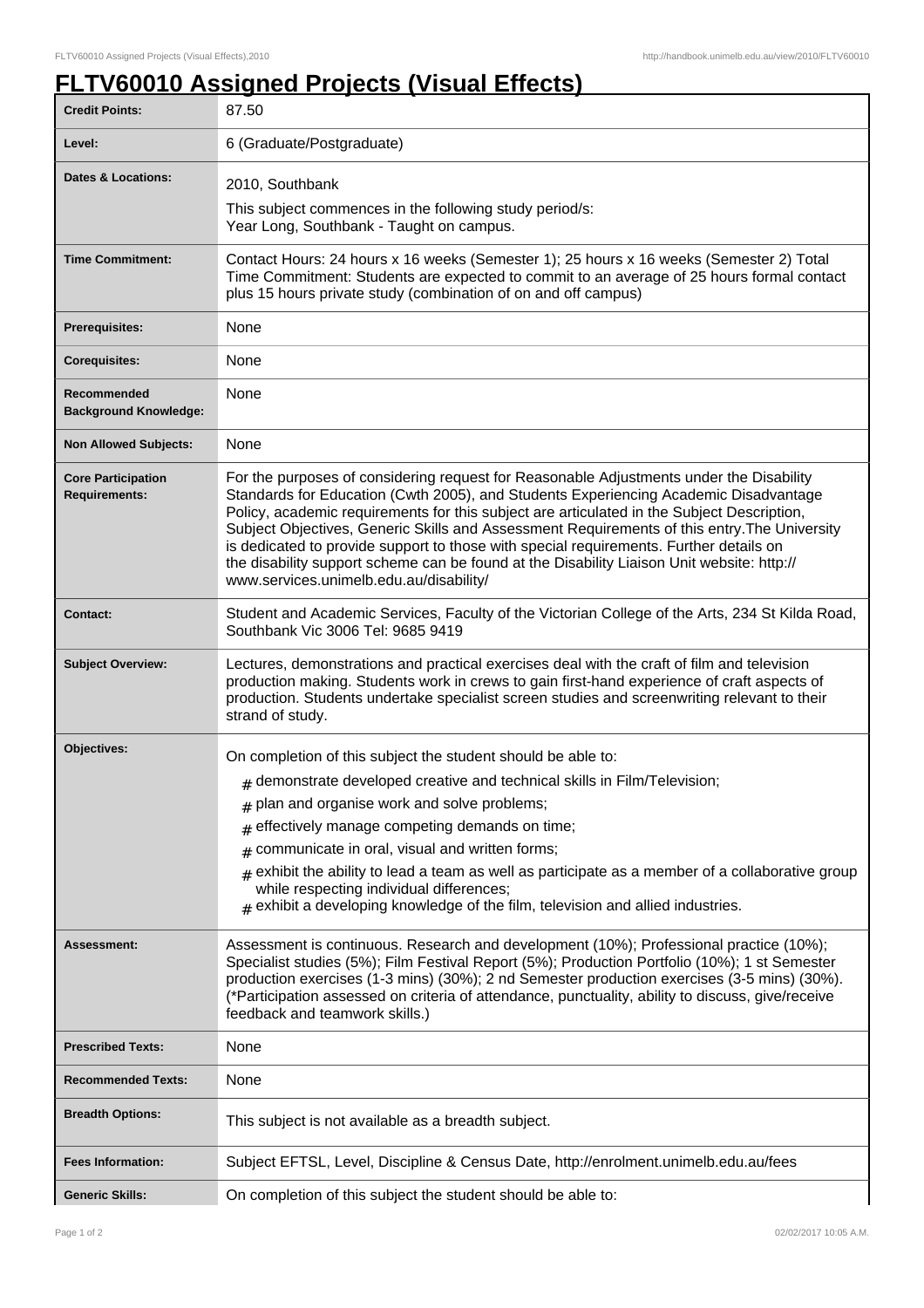# FLTV60010 Assigned Projects (Visual Effects)

| | |
|---|---|
| **Credit Points:** | 87.50 |
| **Level:** | 6 (Graduate/Postgraduate) |
| **Dates & Locations:** | 2010, Southbank<br>This subject commences in the following study period/s:<br>Year Long, Southbank - Taught on campus. |
| **Time Commitment:** | Contact Hours: 24 hours x 16 weeks (Semester 1); 25 hours x 16 weeks (Semester 2) Total Time Commitment: Students are expected to commit to an average of 25 hours formal contact plus 15 hours private study (combination of on and off campus) |
| **Prerequisites:** | None |
| **Corequisites:** | None |
| **Recommended Background Knowledge:** | None |
| **Non Allowed Subjects:** | None |
| **Core Participation Requirements:** | For the purposes of considering request for Reasonable Adjustments under the Disability Standards for Education (Cwth 2005), and Students Experiencing Academic Disadvantage Policy, academic requirements for this subject are articulated in the Subject Description, Subject Objectives, Generic Skills and Assessment Requirements of this entry.The University is dedicated to provide support to those with special requirements. Further details on the disability support scheme can be found at the Disability Liaison Unit website: http://www.services.unimelb.edu.au/disability/ |
| **Contact:** | Student and Academic Services, Faculty of the Victorian College of the Arts, 234 St Kilda Road, Southbank Vic 3006 Tel: 9685 9419 |
| **Subject Overview:** | Lectures, demonstrations and practical exercises deal with the craft of film and television production making. Students work in crews to gain first-hand experience of craft aspects of production. Students undertake specialist screen studies and screenwriting relevant to their strand of study. |
| **Objectives:** | On completion of this subject the student should be able to:<br># demonstrate developed creative and technical skills in Film/Television;<br># plan and organise work and solve problems;<br># effectively manage competing demands on time;<br># communicate in oral, visual and written forms;<br># exhibit the ability to lead a team as well as participate as a member of a collaborative group while respecting individual differences;<br># exhibit a developing knowledge of the film, television and allied industries. |
| **Assessment:** | Assessment is continuous. Research and development (10%); Professional practice (10%); Specialist studies (5%); Film Festival Report (5%); Production Portfolio (10%); 1 st Semester production exercises (1-3 mins) (30%); 2 nd Semester production exercises (3-5 mins) (30%). (*Participation assessed on criteria of attendance, punctuality, ability to discuss, give/receive feedback and teamwork skills.) |
| **Prescribed Texts:** | None |
| **Recommended Texts:** | None |
| **Breadth Options:** | This subject is not available as a breadth subject. |
| **Fees Information:** | Subject EFTSL, Level, Discipline & Census Date, http://enrolment.unimelb.edu.au/fees |
| **Generic Skills:** | On completion of this subject the student should be able to: |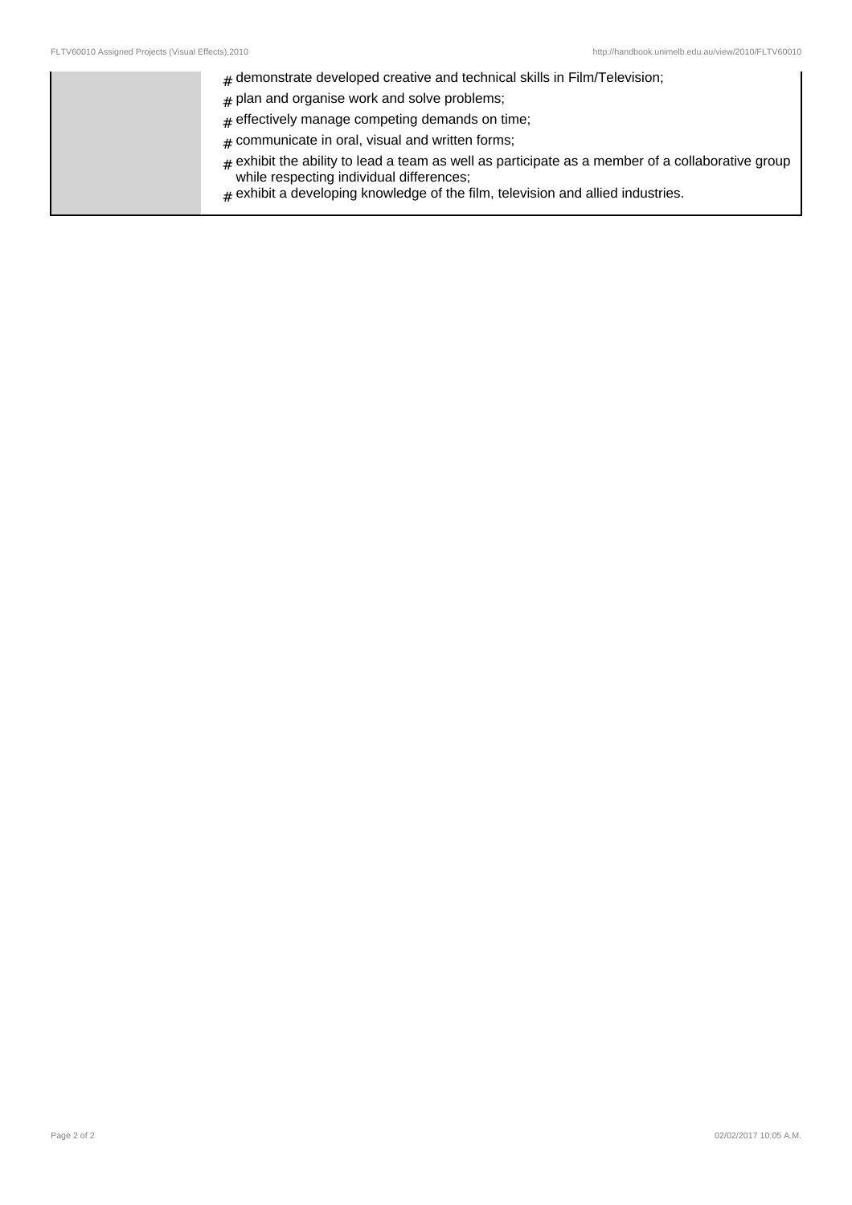| | |
|---|---|
| | # demonstrate developed creative and technical skills in Film/Television;<br># plan and organise work and solve problems;<br># effectively manage competing demands on time;<br># communicate in oral, visual and written forms;<br># exhibit the ability to lead a team as well as participate as a member of a collaborative group while respecting individual differences;<br># exhibit a developing knowledge of the film, television and allied industries. |